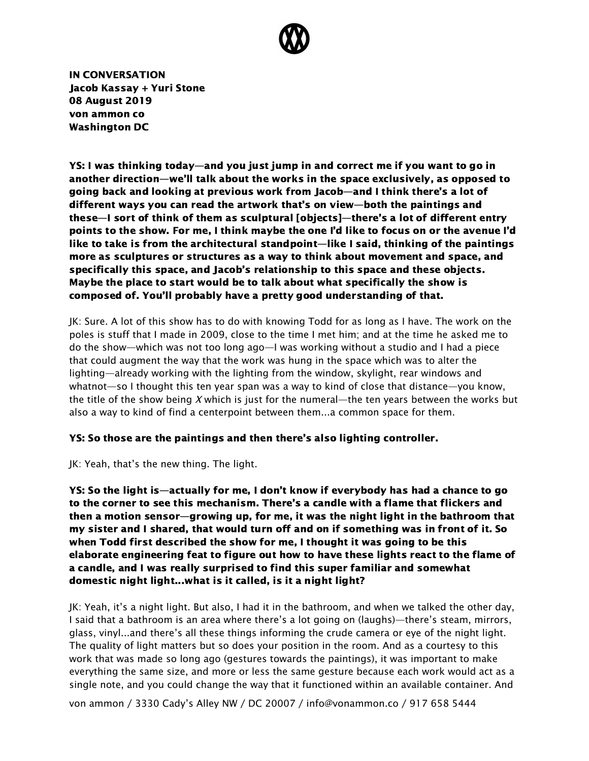**IN CONVERSATION**
**Jacob Kassay + Yuri Stone**
**08 August 2019**
**von ammon co**
**Washington DC**

**YS: I was thinking today—and you just jump in and correct me if you want to go in another direction—we'll talk about the works in the space exclusively, as opposed to going back and looking at previous work from Jacob—and I think there's a lot of different ways you can read the artwork that's on view—both the paintings and these—I sort of think of them as sculptural [objects]—there's a lot of different entry points to the show. For me, I think maybe the one I'd like to focus on or the avenue I'd like to take is from the architectural standpoint—like I said, thinking of the paintings more as sculptures or structures as a way to think about movement and space, and specifically this space, and Jacob's relationship to this space and these objects. Maybe the place to start would be to talk about what specifically the show is composed of. You'll probably have a pretty good understanding of that.**

JK: Sure. A lot of this show has to do with knowing Todd for as long as I have. The work on the poles is stuff that I made in 2009, close to the time I met him; and at the time he asked me to do the show—which was not too long ago—I was working without a studio and I had a piece that could augment the way that the work was hung in the space which was to alter the lighting—already working with the lighting from the window, skylight, rear windows and whatnot—so I thought this ten year span was a way to kind of close that distance—you know, the title of the show being *X* which is just for the numeral—the ten years between the works but also a way to kind of find a centerpoint between them...a common space for them.

**YS: So those are the paintings and then there's also lighting controller.**

JK: Yeah, that's the new thing. The light.

**YS: So the light is—actually for me, I don't know if everybody has had a chance to go to the corner to see this mechanism. There's a candle with a flame that flickers and then a motion sensor—growing up, for me, it was the night light in the bathroom that my sister and I shared, that would turn off and on if something was in front of it. So when Todd first described the show for me, I thought it was going to be this elaborate engineering feat to figure out how to have these lights react to the flame of a candle, and I was really surprised to find this super familiar and somewhat domestic night light...what is it called, is it a night light?**

JK: Yeah, it's a night light. But also, I had it in the bathroom, and when we talked the other day, I said that a bathroom is an area where there's a lot going on (laughs)—there's steam, mirrors, glass, vinyl...and there's all these things informing the crude camera or eye of the night light. The quality of light matters but so does your position in the room. And as a courtesy to this work that was made so long ago (gestures towards the paintings), it was important to make everything the same size, and more or less the same gesture because each work would act as a single note, and you could change the way that it functioned within an available container. And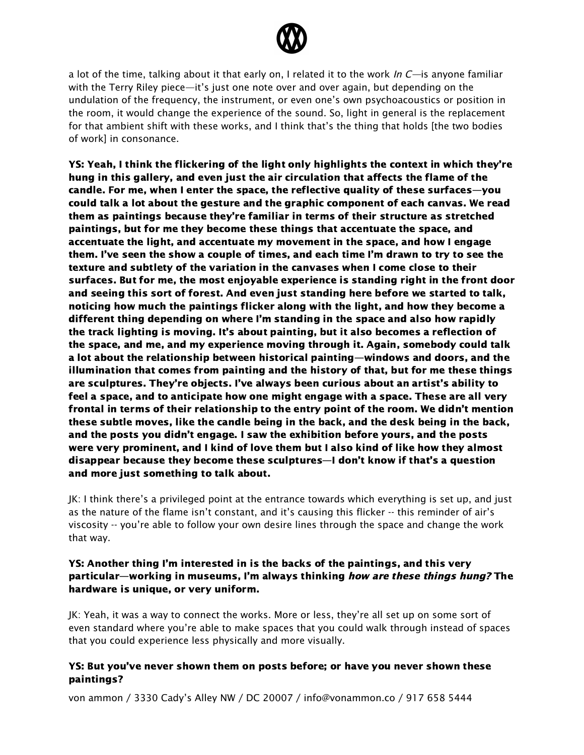a lot of the time, talking about it that early on, I related it to the work *In C*—is anyone familiar with the Terry Riley piece—it's just one note over and over again, but depending on the undulation of the frequency, the instrument, or even one's own psychoacoustics or position in the room, it would change the experience of the sound. So, light in general is the replacement for that ambient shift with these works, and I think that's the thing that holds [the two bodies of work] in consonance.

**YS: Yeah, I think the flickering of the light only highlights the context in which they're hung in this gallery, and even just the air circulation that affects the flame of the candle. For me, when I enter the space, the reflective quality of these surfaces—you could talk a lot about the gesture and the graphic component of each canvas. We read them as paintings because they're familiar in terms of their structure as stretched paintings, but for me they become these things that accentuate the space, and accentuate the light, and accentuate my movement in the space, and how I engage them. I've seen the show a couple of times, and each time I'm drawn to try to see the texture and subtlety of the variation in the canvases when I come close to their surfaces. But for me, the most enjoyable experience is standing right in the front door and seeing this sort of forest. And even just standing here before we started to talk, noticing how much the paintings flicker along with the light, and how they become a different thing depending on where I'm standing in the space and also how rapidly the track lighting is moving. It's about painting, but it also becomes a reflection of the space, and me, and my experience moving through it. Again, somebody could talk a lot about the relationship between historical painting—windows and doors, and the illumination that comes from painting and the history of that, but for me these things are sculptures. They're objects. I've always been curious about an artist's ability to feel a space, and to anticipate how one might engage with a space. These are all very frontal in terms of their relationship to the entry point of the room. We didn't mention these subtle moves, like the candle being in the back, and the desk being in the back, and the posts you didn't engage. I saw the exhibition before yours, and the posts were very prominent, and I kind of love them but I also kind of like how they almost disappear because they become these sculptures—I don't know if that's a question and more just something to talk about.**

JK: I think there's a privileged point at the entrance towards which everything is set up, and just as the nature of the flame isn't constant, and it's causing this flicker -- this reminder of air's viscosity -- you're able to follow your own desire lines through the space and change the work that way.

**YS: Another thing I'm interested in is the backs of the paintings, and this very particular—working in museums, I'm always thinking *how are these things hung?* The hardware is unique, or very uniform.**

JK: Yeah, it was a way to connect the works. More or less, they're all set up on some sort of even standard where you're able to make spaces that you could walk through instead of spaces that you could experience less physically and more visually.

**YS: But you've never shown them on posts before; or have you never shown these paintings?**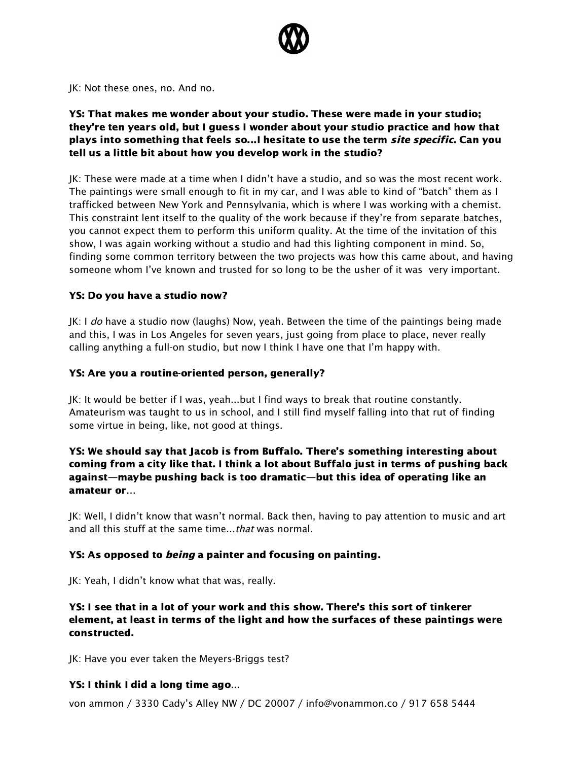JK: Not these ones, no. And no.

**YS: That makes me wonder about your studio. These were made in your studio; they're ten years old, but I guess I wonder about your studio practice and how that plays into something that feels so...I hesitate to use the term *site specific*. Can you tell us a little bit about how you develop work in the studio?**

JK: These were made at a time when I didn't have a studio, and so was the most recent work. The paintings were small enough to fit in my car, and I was able to kind of "batch" them as I trafficked between New York and Pennsylvania, which is where I was working with a chemist. This constraint lent itself to the quality of the work because if they're from separate batches, you cannot expect them to perform this uniform quality. At the time of the invitation of this show, I was again working without a studio and had this lighting component in mind. So, finding some common territory between the two projects was how this came about, and having someone whom I've known and trusted for so long to be the usher of it was very important.

**YS: Do you have a studio now?**

JK: I *do* have a studio now (laughs) Now, yeah. Between the time of the paintings being made and this, I was in Los Angeles for seven years, just going from place to place, never really calling anything a full-on studio, but now I think I have one that I'm happy with.

**YS: Are you a routine-oriented person, generally?**

JK: It would be better if I was, yeah...but I find ways to break that routine constantly. Amateurism was taught to us in school, and I still find myself falling into that rut of finding some virtue in being, like, not good at things.

**YS: We should say that Jacob is from Buffalo. There's something interesting about coming from a city like that. I think a lot about Buffalo just in terms of pushing back against—maybe pushing back is too dramatic—but this idea of operating like an amateur or...**

JK: Well, I didn't know that wasn't normal. Back then, having to pay attention to music and art and all this stuff at the same time...*that* was normal.

**YS: As opposed to *being* a painter and focusing on painting.**

JK: Yeah, I didn't know what that was, really.

**YS: I see that in a lot of your work and this show. There's this sort of tinkerer element, at least in terms of the light and how the surfaces of these paintings were constructed.**

JK: Have you ever taken the Meyers-Briggs test?

**YS: I think I did a long time ago...**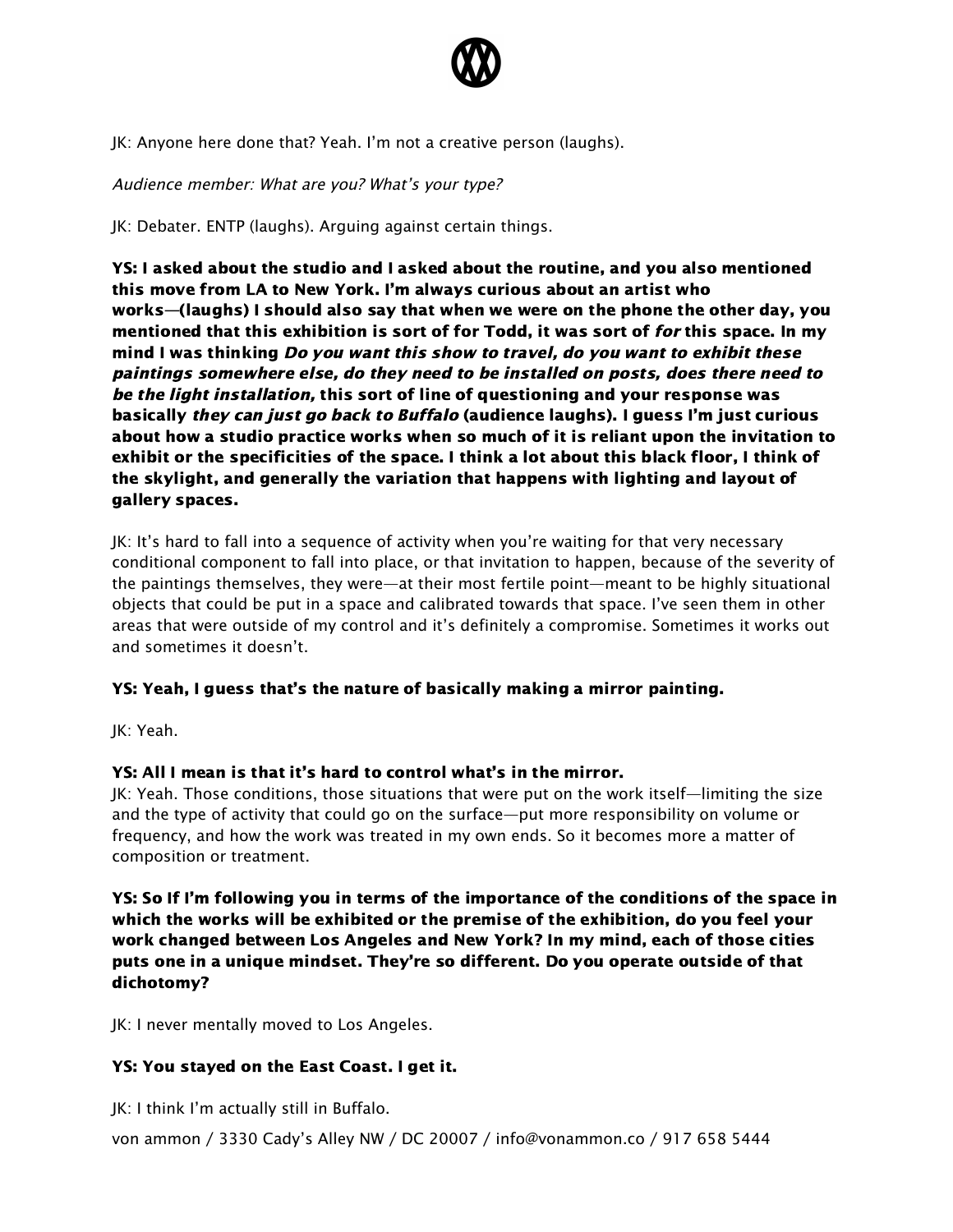JK: Anyone here done that? Yeah. I'm not a creative person (laughs).

*Audience member: What are you? What's your type?*

JK: Debater. ENTP (laughs). Arguing against certain things.

**YS: I asked about the studio and I asked about the routine, and you also mentioned this move from LA to New York. I'm always curious about an artist who works—(laughs) I should also say that when we were on the phone the other day, you mentioned that this exhibition is sort of for Todd, it was sort of *for* this space. In my mind I was thinking *Do you want this show to travel, do you want to exhibit these paintings somewhere else, do they need to be installed on posts, does there need to be the light installation,* this sort of line of questioning and your response was basically *they can just go back to Buffalo* (audience laughs). I guess I'm just curious about how a studio practice works when so much of it is reliant upon the invitation to exhibit or the specificities of the space. I think a lot about this black floor, I think of the skylight, and generally the variation that happens with lighting and layout of gallery spaces.**

JK: It's hard to fall into a sequence of activity when you're waiting for that very necessary conditional component to fall into place, or that invitation to happen, because of the severity of the paintings themselves, they were—at their most fertile point—meant to be highly situational objects that could be put in a space and calibrated towards that space. I've seen them in other areas that were outside of my control and it's definitely a compromise. Sometimes it works out and sometimes it doesn't.

**YS: Yeah, I guess that's the nature of basically making a mirror painting.**

JK: Yeah.

**YS: All I mean is that it's hard to control what's in the mirror.**

JK: Yeah. Those conditions, those situations that were put on the work itself—limiting the size and the type of activity that could go on the surface—put more responsibility on volume or frequency, and how the work was treated in my own ends. So it becomes more a matter of composition or treatment.

**YS: So If I'm following you in terms of the importance of the conditions of the space in which the works will be exhibited or the premise of the exhibition, do you feel your work changed between Los Angeles and New York? In my mind, each of those cities puts one in a unique mindset. They're so different. Do you operate outside of that dichotomy?**

JK: I never mentally moved to Los Angeles.

**YS: You stayed on the East Coast. I get it.**

JK: I think I'm actually still in Buffalo.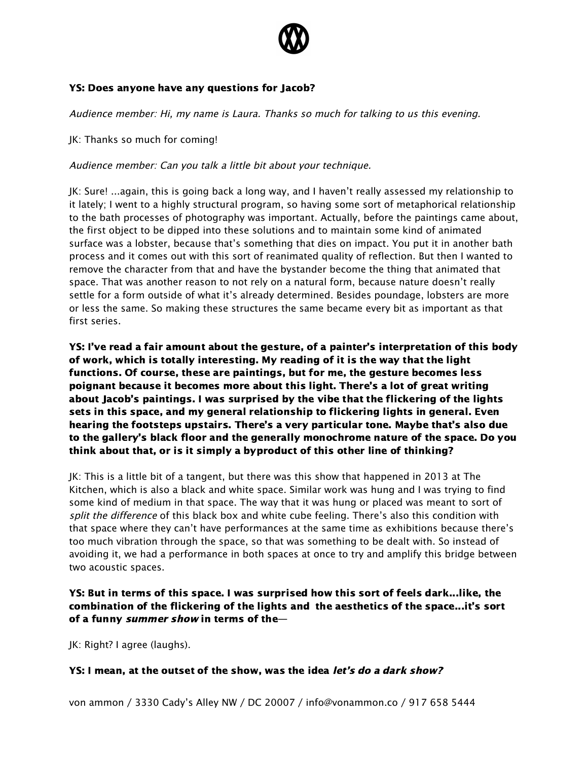**YS: Does anyone have any questions for Jacob?**

*Audience member: Hi, my name is Laura. Thanks so much for talking to us this evening.*

JK: Thanks so much for coming!

*Audience member: Can you talk a little bit about your technique.*

JK: Sure! ...again, this is going back a long way, and I haven't really assessed my relationship to it lately; I went to a highly structural program, so having some sort of metaphorical relationship to the bath processes of photography was important. Actually, before the paintings came about, the first object to be dipped into these solutions and to maintain some kind of animated surface was a lobster, because that's something that dies on impact. You put it in another bath process and it comes out with this sort of reanimated quality of reflection. But then I wanted to remove the character from that and have the bystander become the thing that animated that space. That was another reason to not rely on a natural form, because nature doesn't really settle for a form outside of what it's already determined. Besides poundage, lobsters are more or less the same. So making these structures the same became every bit as important as that first series.

**YS: I've read a fair amount about the gesture, of a painter's interpretation of this body of work, which is totally interesting. My reading of it is the way that the light functions. Of course, these are paintings, but for me, the gesture becomes less poignant because it becomes more about this light. There's a lot of great writing about Jacob's paintings. I was surprised by the vibe that the flickering of the lights sets in this space, and my general relationship to flickering lights in general. Even hearing the footsteps upstairs. There's a very particular tone. Maybe that's also due to the gallery's black floor and the generally monochrome nature of the space. Do you think about that, or is it simply a byproduct of this other line of thinking?**

JK: This is a little bit of a tangent, but there was this show that happened in 2013 at The Kitchen, which is also a black and white space. Similar work was hung and I was trying to find some kind of medium in that space. The way that it was hung or placed was meant to sort of *split the difference* of this black box and white cube feeling. There's also this condition with that space where they can't have performances at the same time as exhibitions because there's too much vibration through the space, so that was something to be dealt with. So instead of avoiding it, we had a performance in both spaces at once to try and amplify this bridge between two acoustic spaces.

**YS: But in terms of this space. I was surprised how this sort of feels dark...like, the combination of the flickering of the lights and the aesthetics of the space...it's sort of a funny *summer show* in terms of the—**

JK: Right? I agree (laughs).

**YS: I mean, at the outset of the show, was the idea *let's do a dark show?***

von ammon / 3330 Cady's Alley NW / DC 20007 / info@vonammon.co / 917 658 5444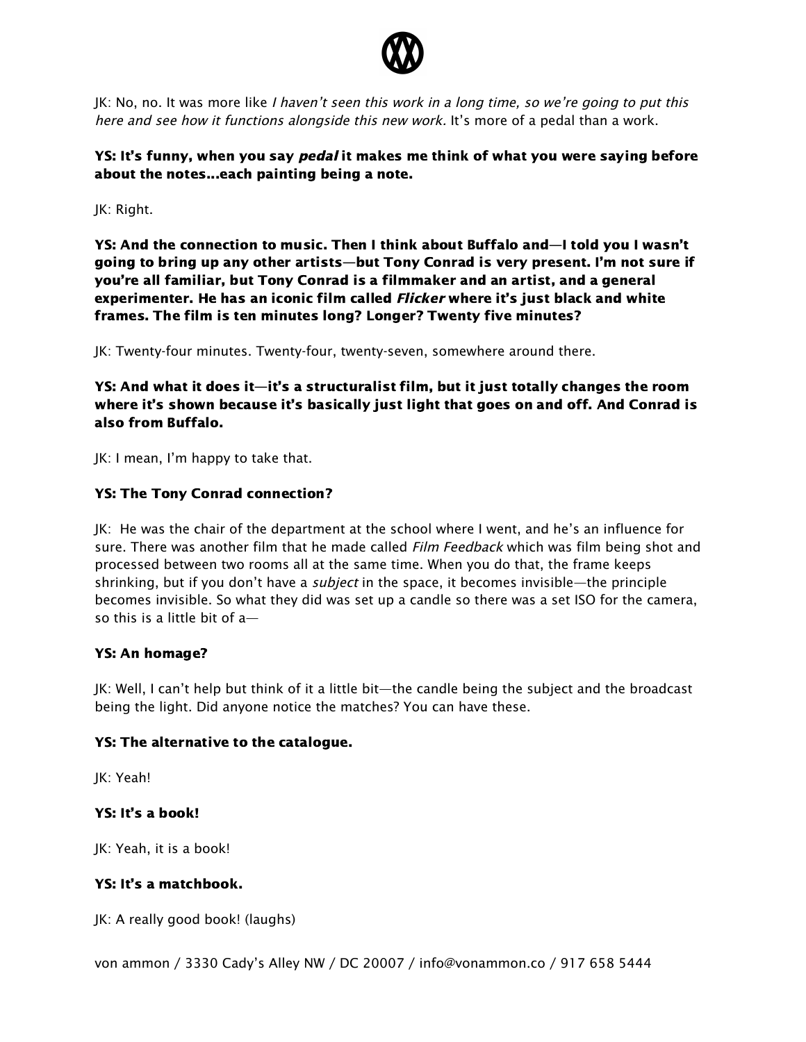JK: No, no. It was more like *I haven't seen this work in a long time, so we're going to put this here and see how it functions alongside this new work.* It's more of a pedal than a work.

**YS: It's funny, when you say *pedal* it makes me think of what you were saying before about the notes…each painting being a note.**

JK: Right.

**YS: And the connection to music. Then I think about Buffalo and—I told you I wasn't going to bring up any other artists—but Tony Conrad is very present. I'm not sure if you're all familiar, but Tony Conrad is a filmmaker and an artist, and a general experimenter. He has an iconic film called *Flicker* where it's just black and white frames. The film is ten minutes long? Longer? Twenty five minutes?**

JK: Twenty-four minutes. Twenty-four, twenty-seven, somewhere around there.

**YS: And what it does it—it's a structuralist film, but it just totally changes the room where it's shown because it's basically just light that goes on and off. And Conrad is also from Buffalo.**

JK: I mean, I'm happy to take that.

**YS: The Tony Conrad connection?**

JK: He was the chair of the department at the school where I went, and he's an influence for sure. There was another film that he made called *Film Feedback* which was film being shot and processed between two rooms all at the same time. When you do that, the frame keeps shrinking, but if you don't have a *subject* in the space, it becomes invisible—the principle becomes invisible. So what they did was set up a candle so there was a set ISO for the camera, so this is a little bit of a—

**YS: An homage?**

JK: Well, I can't help but think of it a little bit—the candle being the subject and the broadcast being the light. Did anyone notice the matches? You can have these.

**YS: The alternative to the catalogue.**

JK: Yeah!

**YS: It's a book!**

JK: Yeah, it is a book!

**YS: It's a matchbook.**

JK: A really good book! (laughs)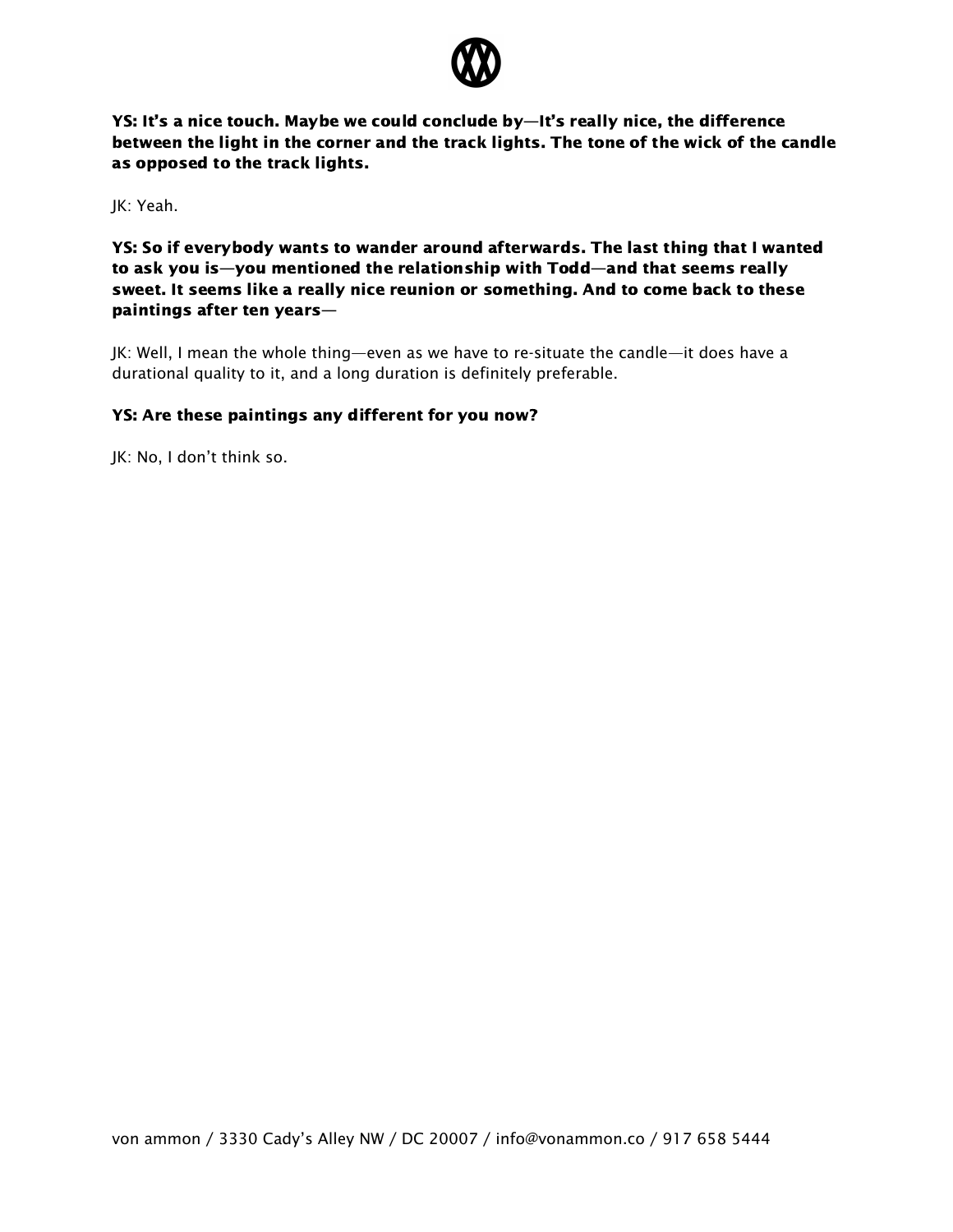**YS: It's a nice touch. Maybe we could conclude by—It's really nice, the difference between the light in the corner and the track lights. The tone of the wick of the candle as opposed to the track lights.**

JK: Yeah.

**YS: So if everybody wants to wander around afterwards. The last thing that I wanted to ask you is—you mentioned the relationship with Todd—and that seems really sweet. It seems like a really nice reunion or something. And to come back to these paintings after ten years—**

JK: Well, I mean the whole thing—even as we have to re-situate the candle—it does have a durational quality to it, and a long duration is definitely preferable.

**YS: Are these paintings any different for you now?**

JK: No, I don't think so.